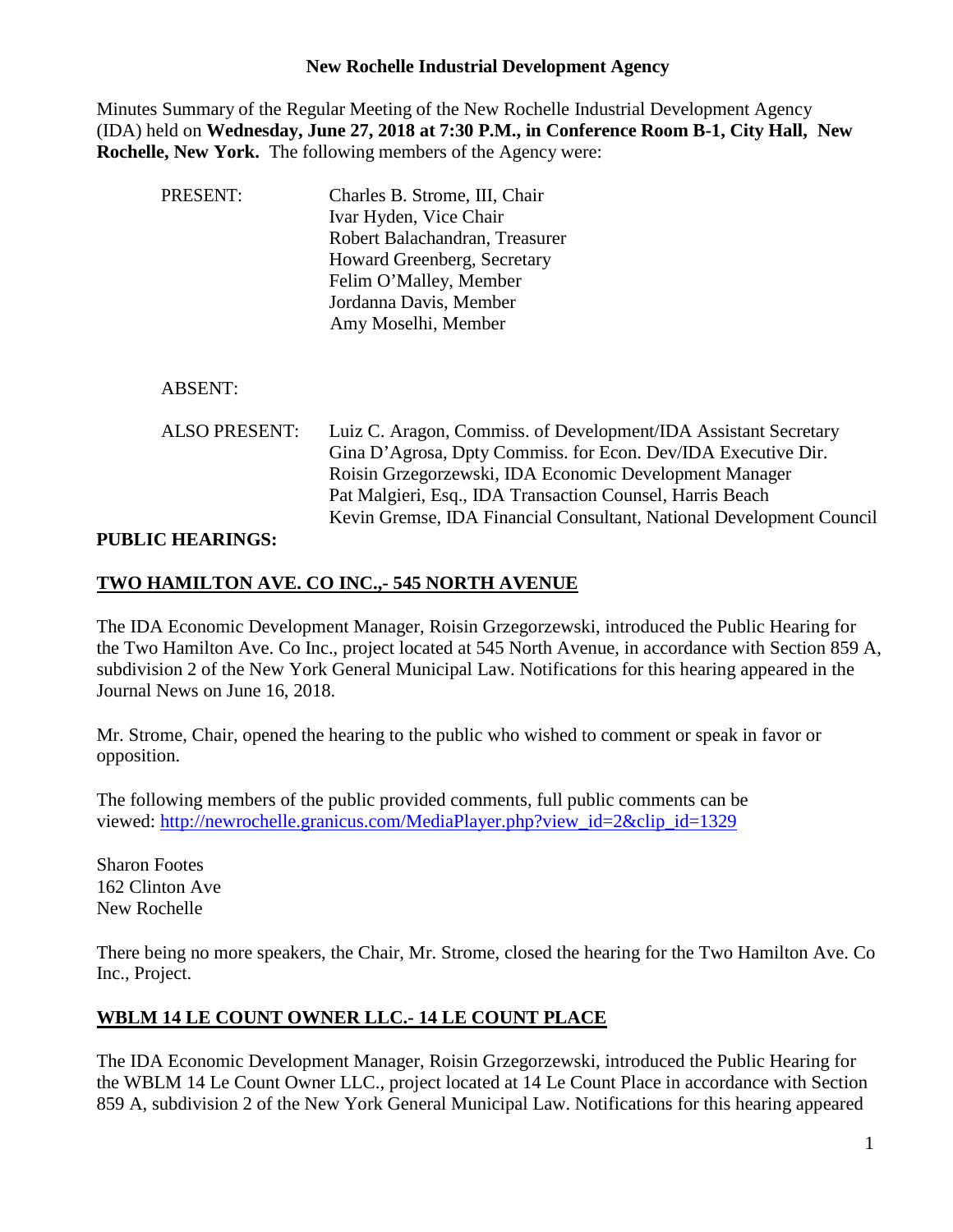# New Rochelle Industrial Development Agency

Minutes Summary of the Regular Meeting of the New Rochelle Industrial Development Agency (IDA) held on **Wednesday, June 27, 2018 at 7:30 P.M., in Conference Room B-1, City Hall, New Rochelle, New York.** The following members of the Agency were:

PRESENT:
Charles B. Strome, III, Chair
Ivar Hyden, Vice Chair
Robert Balachandran, Treasurer
Howard Greenberg, Secretary
Felim O'Malley, Member
Jordanna Davis, Member
Amy Moselhi, Member

ABSENT:

ALSO PRESENT:
Luiz C. Aragon, Commiss. of Development/IDA Assistant Secretary
Gina D'Agrosa, Dpty Commiss. for Econ. Dev/IDA Executive Dir.
Roisin Grzegorzewski, IDA Economic Development Manager
Pat Malgieri, Esq., IDA Transaction Counsel, Harris Beach
Kevin Gremse, IDA Financial Consultant, National Development Council

**PUBLIC HEARINGS:**

**TWO HAMILTON AVE. CO INC.,- 545 NORTH AVENUE**

The IDA Economic Development Manager, Roisin Grzegorzewski, introduced the Public Hearing for the Two Hamilton Ave. Co Inc., project located at 545 North Avenue, in accordance with Section 859 A, subdivision 2 of the New York General Municipal Law. Notifications for this hearing appeared in the Journal News on June 16, 2018.

Mr. Strome, Chair, opened the hearing to the public who wished to comment or speak in favor or opposition.

The following members of the public provided comments, full public comments can be viewed: http://newrochelle.granicus.com/MediaPlayer.php?view_id=2&clip_id=1329

Sharon Footes
162 Clinton Ave
New Rochelle

There being no more speakers, the Chair, Mr. Strome, closed the hearing for the Two Hamilton Ave. Co Inc., Project.

**WBLM 14 LE COUNT OWNER LLC.- 14 LE COUNT PLACE**

The IDA Economic Development Manager, Roisin Grzegorzewski, introduced the Public Hearing for the WBLM 14 Le Count Owner LLC., project located at 14 Le Count Place in accordance with Section 859 A, subdivision 2 of the New York General Municipal Law. Notifications for this hearing appeared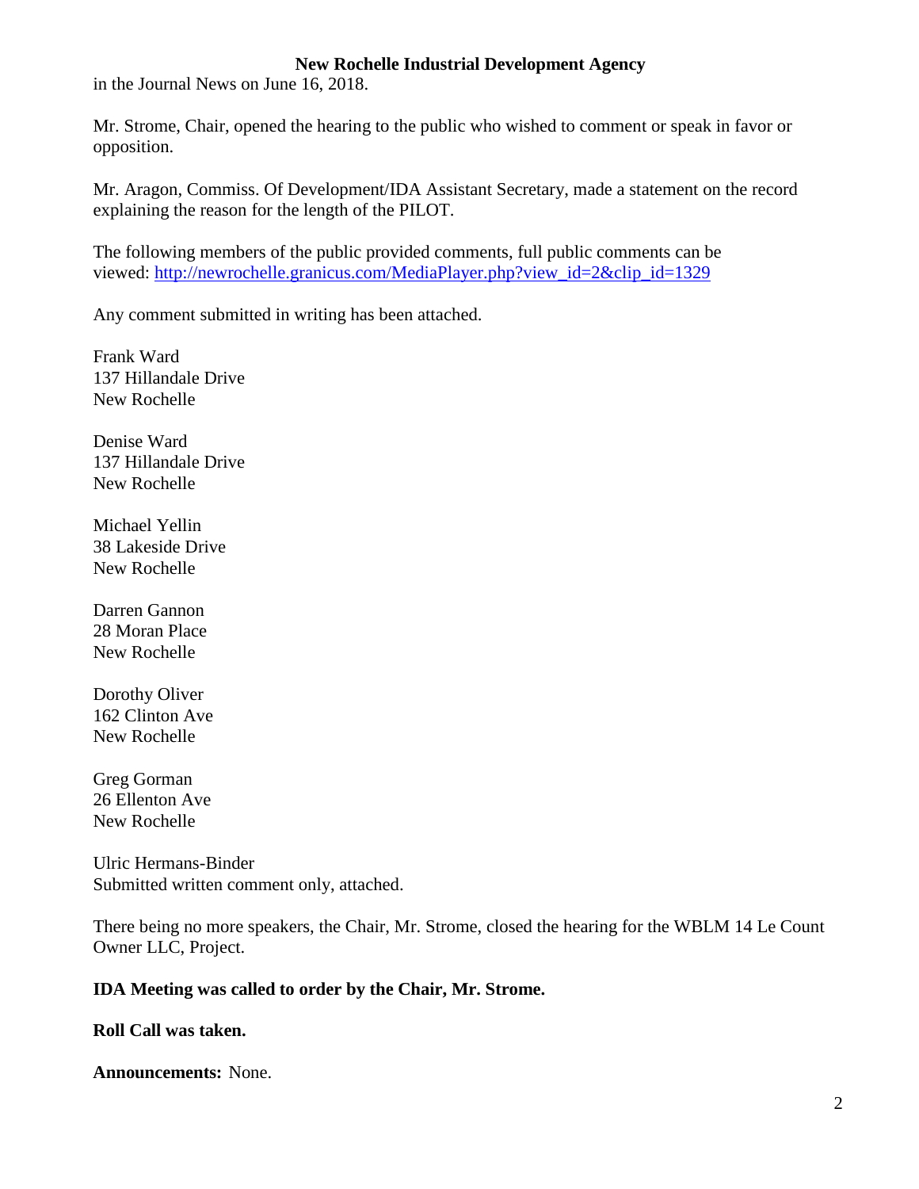in the Journal News on June 16, 2018.

Mr. Strome, Chair, opened the hearing to the public who wished to comment or speak in favor or opposition.

Mr. Aragon, Commiss. Of Development/IDA Assistant Secretary, made a statement on the record explaining the reason for the length of the PILOT.

The following members of the public provided comments, full public comments can be viewed: http://newrochelle.granicus.com/MediaPlayer.php?view_id=2&clip_id=1329

Any comment submitted in writing has been attached.

Frank Ward
137 Hillandale Drive
New Rochelle

Denise Ward
137 Hillandale Drive
New Rochelle

Michael Yellin
38 Lakeside Drive
New Rochelle

Darren Gannon
28 Moran Place
New Rochelle

Dorothy Oliver
162 Clinton Ave
New Rochelle

Greg Gorman
26 Ellenton Ave
New Rochelle

Ulric Hermans-Binder
Submitted written comment only, attached.

There being no more speakers, the Chair, Mr. Strome, closed the hearing for the WBLM 14 Le Count Owner LLC, Project.

**IDA Meeting was called to order by the Chair, Mr. Strome.**

**Roll Call was taken.**

**Announcements:** None.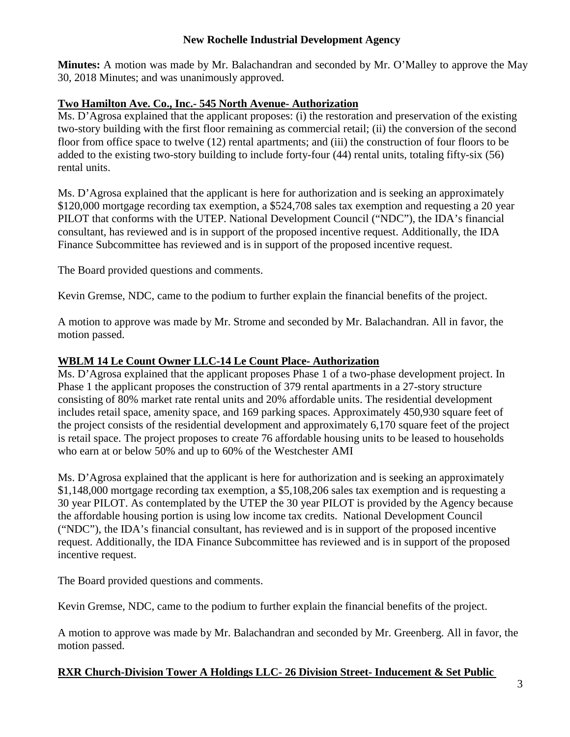**New Rochelle Industrial Development Agency**

**Minutes:** A motion was made by Mr. Balachandran and seconded by Mr. O'Malley to approve the May 30, 2018 Minutes; and was unanimously approved.

**Two Hamilton Ave. Co., Inc.- 545 North Avenue- Authorization**

Ms. D'Agrosa explained that the applicant proposes: (i) the restoration and preservation of the existing two-story building with the first floor remaining as commercial retail; (ii) the conversion of the second floor from office space to twelve (12) rental apartments; and (iii) the construction of four floors to be added to the existing two-story building to include forty-four (44) rental units, totaling fifty-six (56) rental units.

Ms. D'Agrosa explained that the applicant is here for authorization and is seeking an approximately \$120,000 mortgage recording tax exemption, a \$524,708 sales tax exemption and requesting a 20 year PILOT that conforms with the UTEP. National Development Council ("NDC"), the IDA's financial consultant, has reviewed and is in support of the proposed incentive request. Additionally, the IDA Finance Subcommittee has reviewed and is in support of the proposed incentive request.

The Board provided questions and comments.

Kevin Gremse, NDC, came to the podium to further explain the financial benefits of the project.

A motion to approve was made by Mr. Strome and seconded by Mr. Balachandran. All in favor, the motion passed.

**WBLM 14 Le Count Owner LLC-14 Le Count Place- Authorization**

Ms. D'Agrosa explained that the applicant proposes Phase 1 of a two-phase development project. In Phase 1 the applicant proposes the construction of 379 rental apartments in a 27-story structure consisting of 80% market rate rental units and 20% affordable units. The residential development includes retail space, amenity space, and 169 parking spaces. Approximately 450,930 square feet of the project consists of the residential development and approximately 6,170 square feet of the project is retail space. The project proposes to create 76 affordable housing units to be leased to households who earn at or below 50% and up to 60% of the Westchester AMI

Ms. D'Agrosa explained that the applicant is here for authorization and is seeking an approximately \$1,148,000 mortgage recording tax exemption, a \$5,108,206 sales tax exemption and is requesting a 30 year PILOT. As contemplated by the UTEP the 30 year PILOT is provided by the Agency because the affordable housing portion is using low income tax credits. National Development Council ("NDC"), the IDA's financial consultant, has reviewed and is in support of the proposed incentive request. Additionally, the IDA Finance Subcommittee has reviewed and is in support of the proposed incentive request.

The Board provided questions and comments.

Kevin Gremse, NDC, came to the podium to further explain the financial benefits of the project.

A motion to approve was made by Mr. Balachandran and seconded by Mr. Greenberg. All in favor, the motion passed.

**RXR Church-Division Tower A Holdings LLC- 26 Division Street- Inducement & Set Public**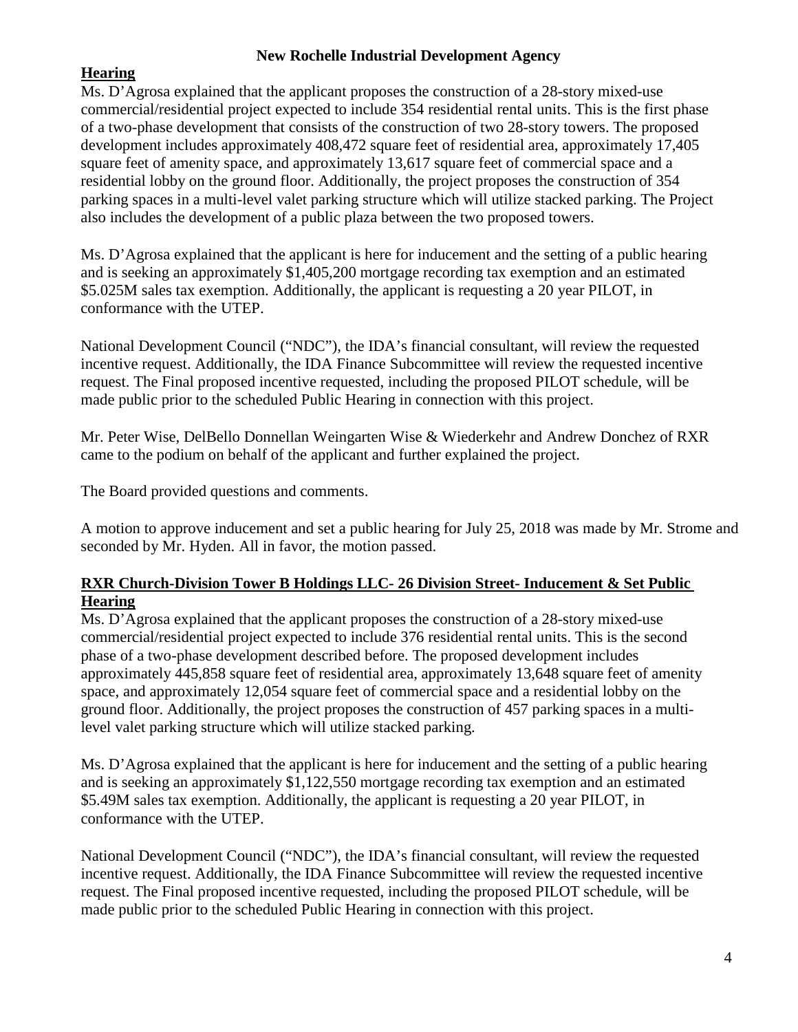**New Rochelle Industrial Development Agency**

**Hearing**

Ms. D'Agrosa explained that the applicant proposes the construction of a 28-story mixed-use commercial/residential project expected to include 354 residential rental units. This is the first phase of a two-phase development that consists of the construction of two 28-story towers. The proposed development includes approximately 408,472 square feet of residential area, approximately 17,405 square feet of amenity space, and approximately 13,617 square feet of commercial space and a residential lobby on the ground floor. Additionally, the project proposes the construction of 354 parking spaces in a multi-level valet parking structure which will utilize stacked parking. The Project also includes the development of a public plaza between the two proposed towers.

Ms. D'Agrosa explained that the applicant is here for inducement and the setting of a public hearing and is seeking an approximately $1,405,200 mortgage recording tax exemption and an estimated $5.025M sales tax exemption. Additionally, the applicant is requesting a 20 year PILOT, in conformance with the UTEP.

National Development Council ("NDC"), the IDA's financial consultant, will review the requested incentive request. Additionally, the IDA Finance Subcommittee will review the requested incentive request. The Final proposed incentive requested, including the proposed PILOT schedule, will be made public prior to the scheduled Public Hearing in connection with this project.

Mr. Peter Wise, DelBello Donnellan Weingarten Wise & Wiederkehr and Andrew Donchez of RXR came to the podium on behalf of the applicant and further explained the project.

The Board provided questions and comments.

A motion to approve inducement and set a public hearing for July 25, 2018 was made by Mr. Strome and seconded by Mr. Hyden. All in favor, the motion passed.

**RXR Church-Division Tower B Holdings LLC- 26 Division Street- Inducement & Set Public Hearing**

Ms. D'Agrosa explained that the applicant proposes the construction of a 28-story mixed-use commercial/residential project expected to include 376 residential rental units. This is the second phase of a two-phase development described before. The proposed development includes approximately 445,858 square feet of residential area, approximately 13,648 square feet of amenity space, and approximately 12,054 square feet of commercial space and a residential lobby on the ground floor. Additionally, the project proposes the construction of 457 parking spaces in a multi-level valet parking structure which will utilize stacked parking.

Ms. D'Agrosa explained that the applicant is here for inducement and the setting of a public hearing and is seeking an approximately $1,122,550 mortgage recording tax exemption and an estimated $5.49M sales tax exemption. Additionally, the applicant is requesting a 20 year PILOT, in conformance with the UTEP.

National Development Council ("NDC"), the IDA's financial consultant, will review the requested incentive request. Additionally, the IDA Finance Subcommittee will review the requested incentive request. The Final proposed incentive requested, including the proposed PILOT schedule, will be made public prior to the scheduled Public Hearing in connection with this project.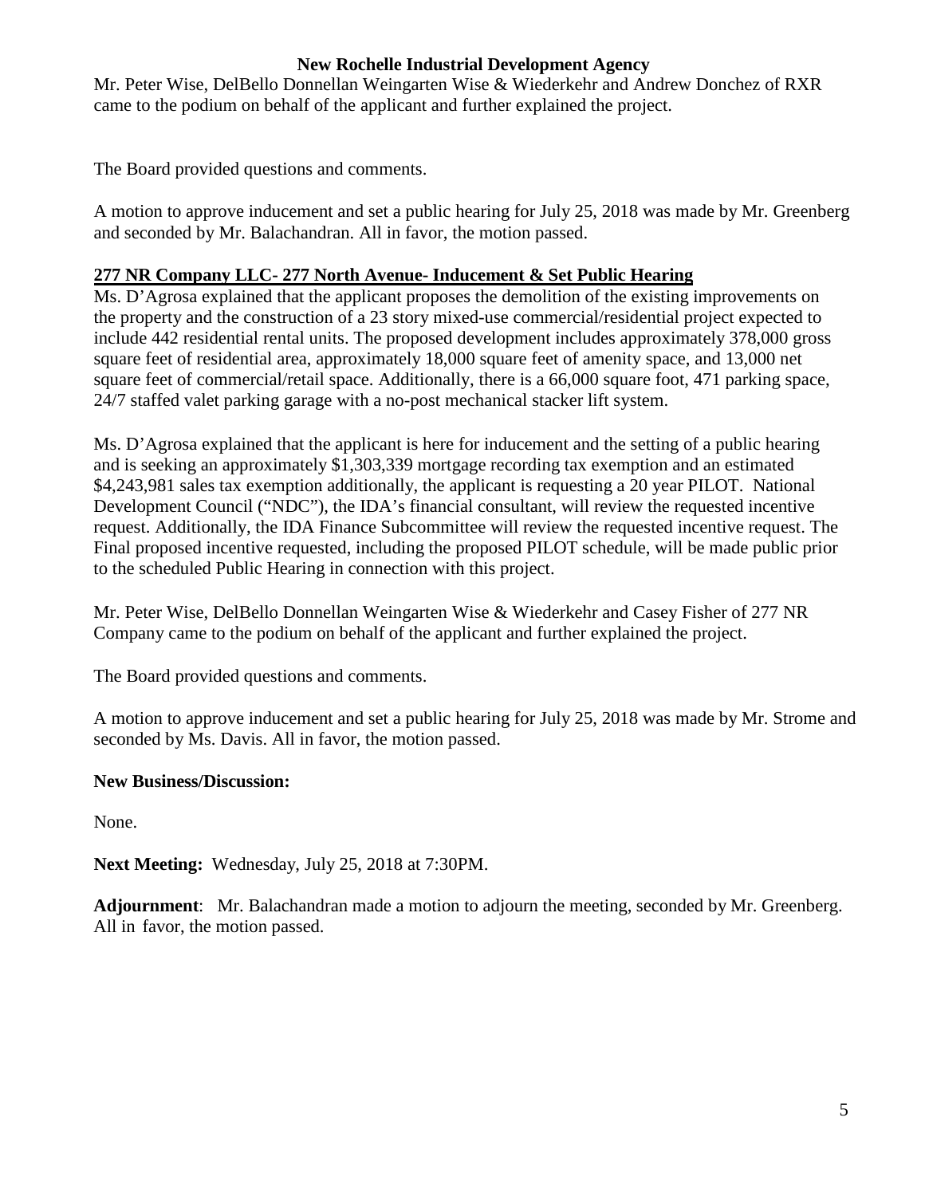Mr. Peter Wise, DelBello Donnellan Weingarten Wise & Wiederkehr and Andrew Donchez of RXR came to the podium on behalf of the applicant and further explained the project.

The Board provided questions and comments.

A motion to approve inducement and set a public hearing for July 25, 2018 was made by Mr. Greenberg and seconded by Mr. Balachandran. All in favor, the motion passed.

**277 NR Company LLC- 277 North Avenue- Inducement & Set Public Hearing**

Ms. D'Agrosa explained that the applicant proposes the demolition of the existing improvements on the property and the construction of a 23 story mixed-use commercial/residential project expected to include 442 residential rental units. The proposed development includes approximately 378,000 gross square feet of residential area, approximately 18,000 square feet of amenity space, and 13,000 net square feet of commercial/retail space. Additionally, there is a 66,000 square foot, 471 parking space, 24/7 staffed valet parking garage with a no-post mechanical stacker lift system.

Ms. D'Agrosa explained that the applicant is here for inducement and the setting of a public hearing and is seeking an approximately $1,303,339 mortgage recording tax exemption and an estimated $4,243,981 sales tax exemption additionally, the applicant is requesting a 20 year PILOT. National Development Council ("NDC"), the IDA's financial consultant, will review the requested incentive request. Additionally, the IDA Finance Subcommittee will review the requested incentive request. The Final proposed incentive requested, including the proposed PILOT schedule, will be made public prior to the scheduled Public Hearing in connection with this project.

Mr. Peter Wise, DelBello Donnellan Weingarten Wise & Wiederkehr and Casey Fisher of 277 NR Company came to the podium on behalf of the applicant and further explained the project.

The Board provided questions and comments.

A motion to approve inducement and set a public hearing for July 25, 2018 was made by Mr. Strome and seconded by Ms. Davis. All in favor, the motion passed.

**New Business/Discussion:**

None.

**Next Meeting:** Wednesday, July 25, 2018 at 7:30PM.

**Adjournment**: Mr. Balachandran made a motion to adjourn the meeting, seconded by Mr. Greenberg. All in favor, the motion passed.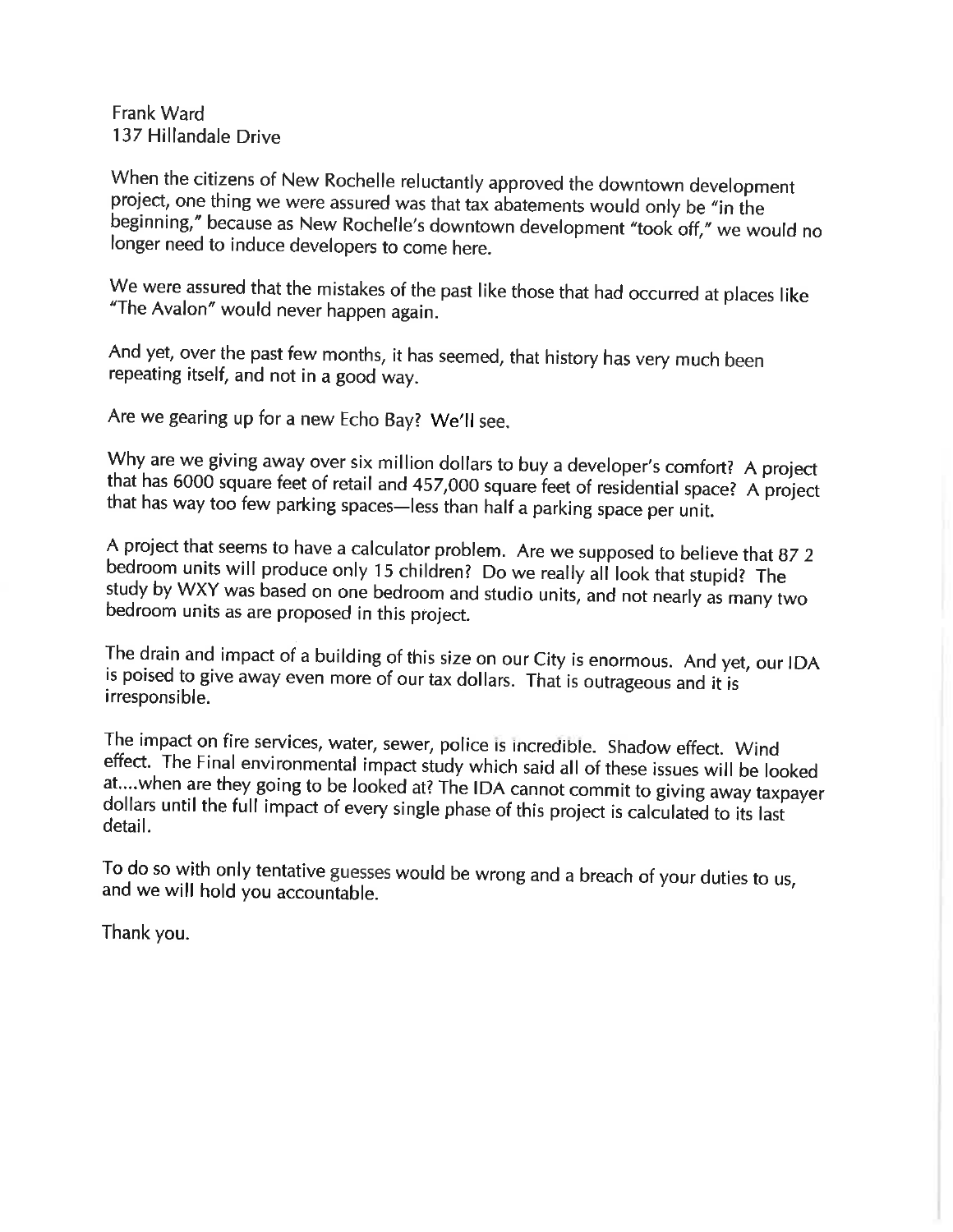Frank Ward
137 Hillandale Drive

When the citizens of New Rochelle reluctantly approved the downtown development project, one thing we were assured was that tax abatements would only be "in the beginning," because as New Rochelle's downtown development "took off," we would no longer need to induce developers to come here.

We were assured that the mistakes of the past like those that had occurred at places like "The Avalon" would never happen again.

And yet, over the past few months, it has seemed, that history has very much been repeating itself, and not in a good way.

Are we gearing up for a new Echo Bay? We'll see.

Why are we giving away over six million dollars to buy a developer's comfort? A project that has 6000 square feet of retail and 457,000 square feet of residential space? A project that has way too few parking spaces—less than half a parking space per unit.

A project that seems to have a calculator problem. Are we supposed to believe that 87 2 bedroom units will produce only 15 children? Do we really all look that stupid? The study by WXY was based on one bedroom and studio units, and not nearly as many two bedroom units as are proposed in this project.

The drain and impact of a building of this size on our City is enormous. And yet, our IDA is poised to give away even more of our tax dollars. That is outrageous and it is irresponsible.

The impact on fire services, water, sewer, police is incredible. Shadow effect. Wind effect. The Final environmental impact study which said all of these issues will be looked at....when are they going to be looked at? The IDA cannot commit to giving away taxpayer dollars until the full impact of every single phase of this project is calculated to its last detail.

To do so with only tentative guesses would be wrong and a breach of your duties to us, and we will hold you accountable.

Thank you.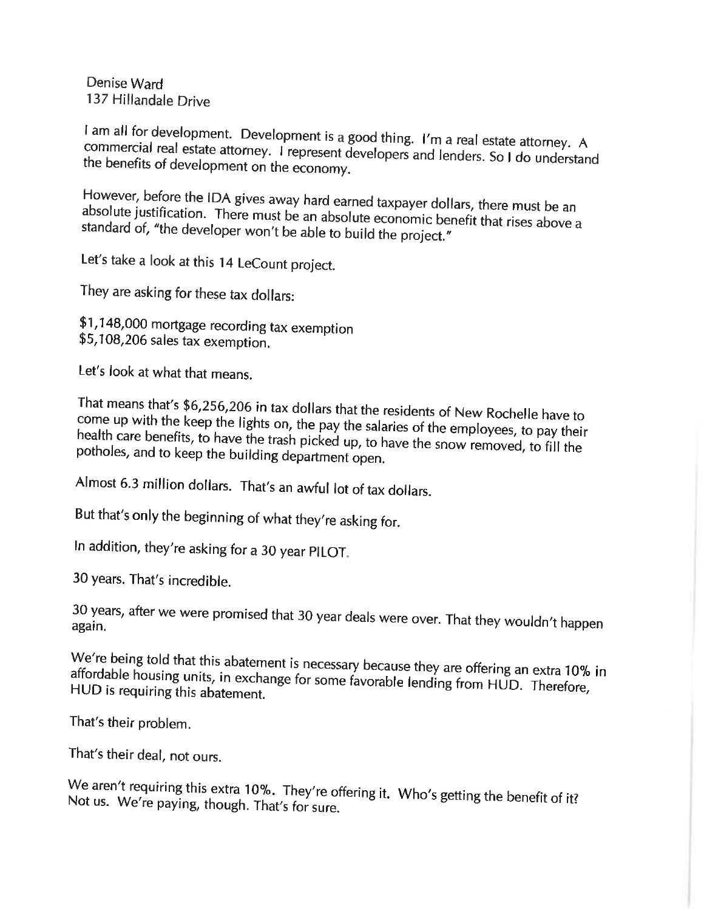Denise Ward
137 Hillandale Drive

I am all for development. Development is a good thing. I'm a real estate attorney. A commercial real estate attorney. I represent developers and lenders. So I do understand the benefits of development on the economy.

However, before the IDA gives away hard earned taxpayer dollars, there must be an absolute justification. There must be an absolute economic benefit that rises above a standard of, "the developer won't be able to build the project."

Let's take a look at this 14 LeCount project.

They are asking for these tax dollars:

$1,148,000 mortgage recording tax exemption
$5,108,206 sales tax exemption.

Let's look at what that means.

That means that's $6,256,206 in tax dollars that the residents of New Rochelle have to come up with the keep the lights on, the pay the salaries of the employees, to pay their health care benefits, to have the trash picked up, to have the snow removed, to fill the potholes, and to keep the building department open.

Almost 6.3 million dollars. That's an awful lot of tax dollars.

But that's only the beginning of what they're asking for.

In addition, they're asking for a 30 year PILOT.

30 years. That's incredible.

30 years, after we were promised that 30 year deals were over. That they wouldn't happen again.

We're being told that this abatement is necessary because they are offering an extra 10% in affordable housing units, in exchange for some favorable lending from HUD. Therefore, HUD is requiring this abatement.

That's their problem.

That's their deal, not ours.

We aren't requiring this extra 10%. They're offering it. Who's getting the benefit of it? Not us. We're paying, though. That's for sure.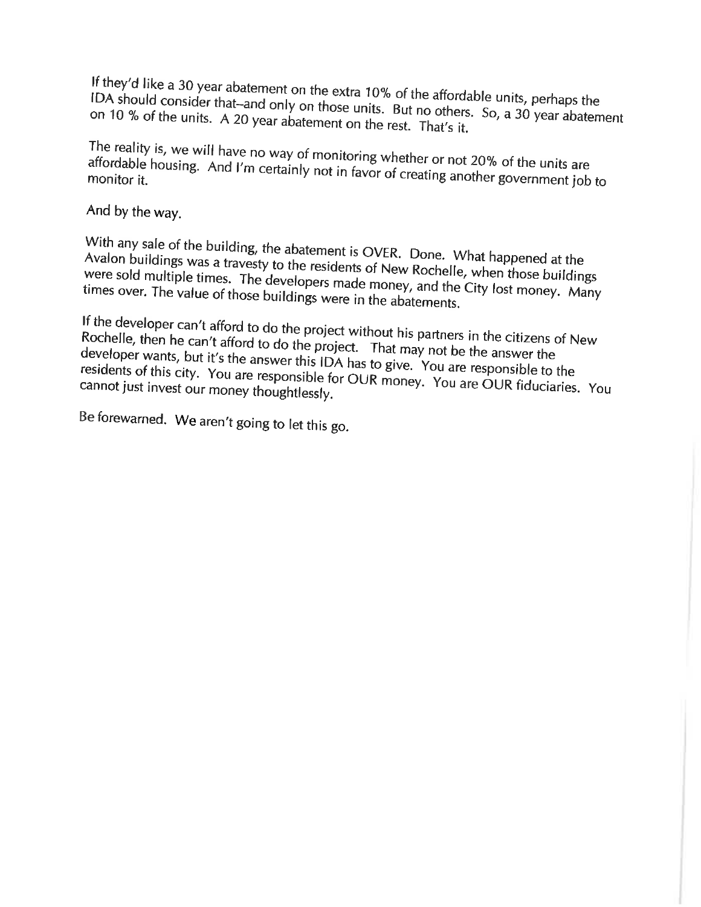If they'd like a 30 year abatement on the extra 10% of the affordable units, perhaps the IDA should consider that–and only on those units. But no others. So, a 30 year abatement on 10 % of the units. A 20 year abatement on the rest. That's it.

The reality is, we will have no way of monitoring whether or not 20% of the units are affordable housing. And I'm certainly not in favor of creating another government job to monitor it.

And by the way.

With any sale of the building, the abatement is OVER. Done. What happened at the Avalon buildings was a travesty to the residents of New Rochelle, when those buildings were sold multiple times. The developers made money, and the City lost money. Many times over. The value of those buildings were in the abatements.

If the developer can't afford to do the project without his partners in the citizens of New Rochelle, then he can't afford to do the project. That may not be the answer the developer wants, but it's the answer this IDA has to give. You are responsible to the residents of this city. You are responsible for OUR money. You are OUR fiduciaries. You cannot just invest our money thoughtlessly.

Be forewarned. We aren't going to let this go.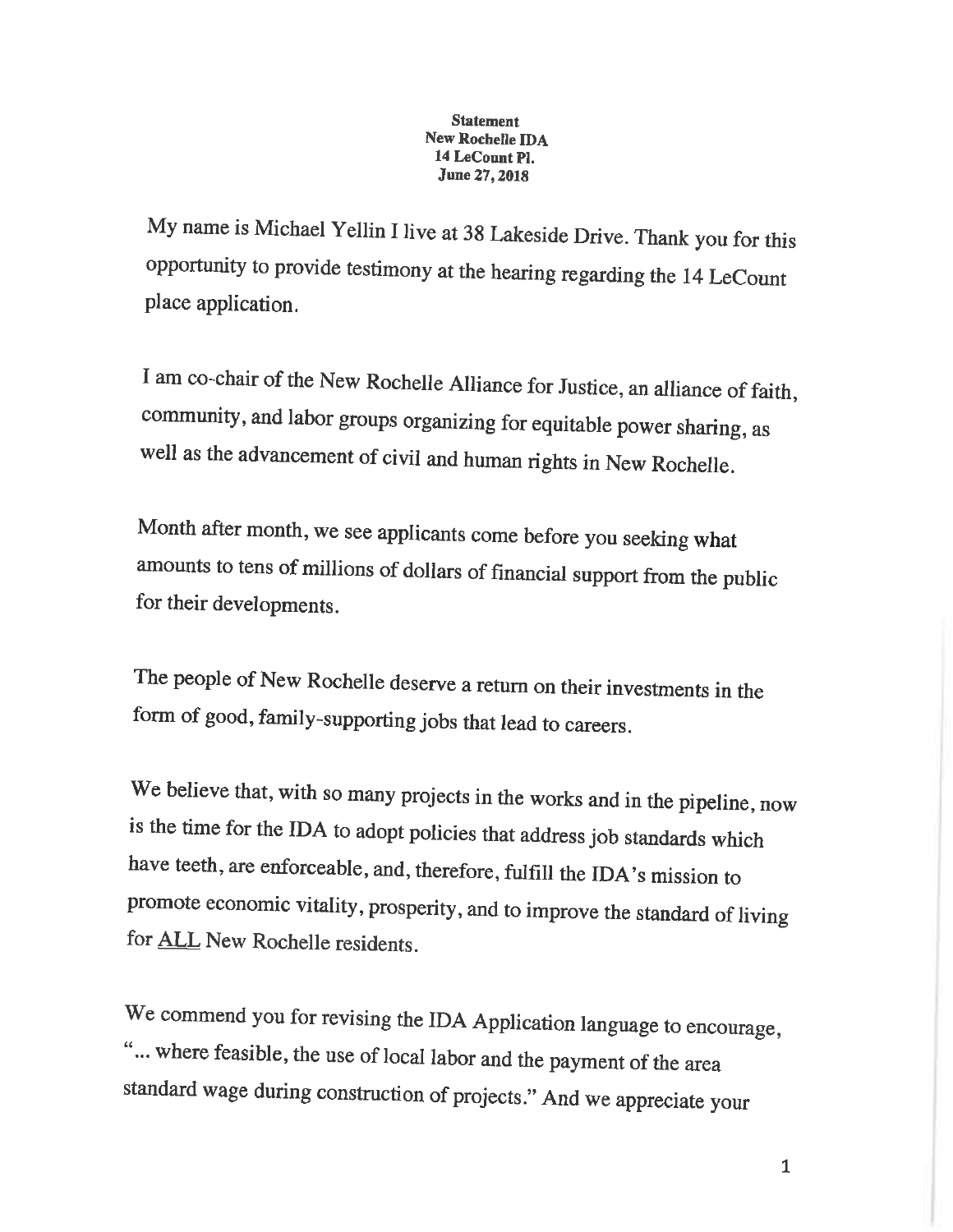**Statement**
**New Rochelle IDA**
**14 LeCount Pl.**
**June 27, 2018**

My name is Michael Yellin I live at 38 Lakeside Drive. Thank you for this opportunity to provide testimony at the hearing regarding the 14 LeCount place application.

I am co-chair of the New Rochelle Alliance for Justice, an alliance of faith, community, and labor groups organizing for equitable power sharing, as well as the advancement of civil and human rights in New Rochelle.

Month after month, we see applicants come before you seeking what amounts to tens of millions of dollars of financial support from the public for their developments.

The people of New Rochelle deserve a return on their investments in the form of good, family-supporting jobs that lead to careers.

We believe that, with so many projects in the works and in the pipeline, now is the time for the IDA to adopt policies that address job standards which have teeth, are enforceable, and, therefore, fulfill the IDA's mission to promote economic vitality, prosperity, and to improve the standard of living for <u>ALL</u> New Rochelle residents.

We commend you for revising the IDA Application language to encourage, "... where feasible, the use of local labor and the payment of the area standard wage during construction of projects." And we appreciate your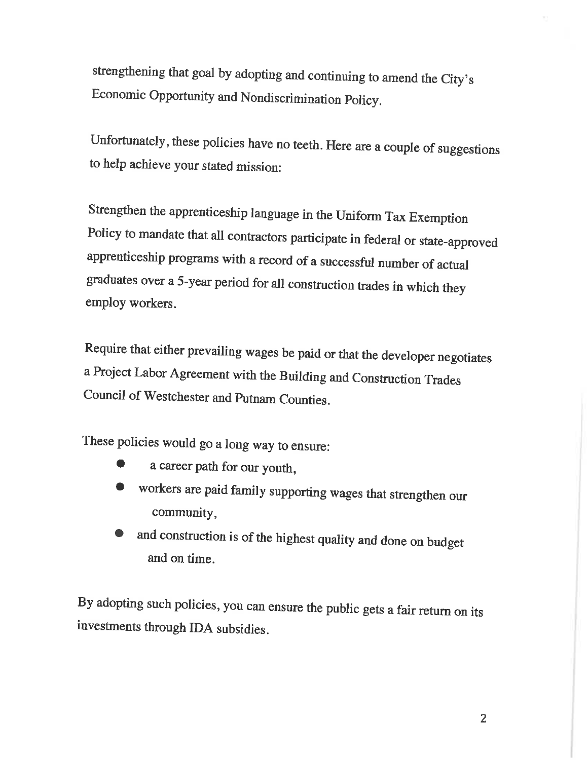strengthening that goal by adopting and continuing to amend the City's Economic Opportunity and Nondiscrimination Policy.

Unfortunately, these policies have no teeth. Here are a couple of suggestions to help achieve your stated mission:

Strengthen the apprenticeship language in the Uniform Tax Exemption Policy to mandate that all contractors participate in federal or state-approved apprenticeship programs with a record of a successful number of actual graduates over a 5-year period for all construction trades in which they employ workers.

Require that either prevailing wages be paid or that the developer negotiates a Project Labor Agreement with the Building and Construction Trades Council of Westchester and Putnam Counties.

These policies would go a long way to ensure:

- a career path for our youth,
- workers are paid family supporting wages that strengthen our community,
- and construction is of the highest quality and done on budget and on time.

By adopting such policies, you can ensure the public gets a fair return on its investments through IDA subsidies.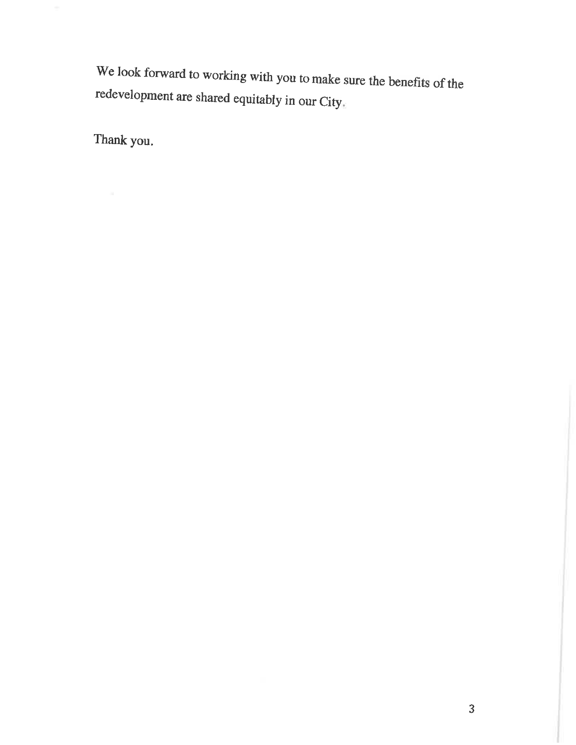We look forward to working with you to make sure the benefits of the redevelopment are shared equitably in our City.

Thank you.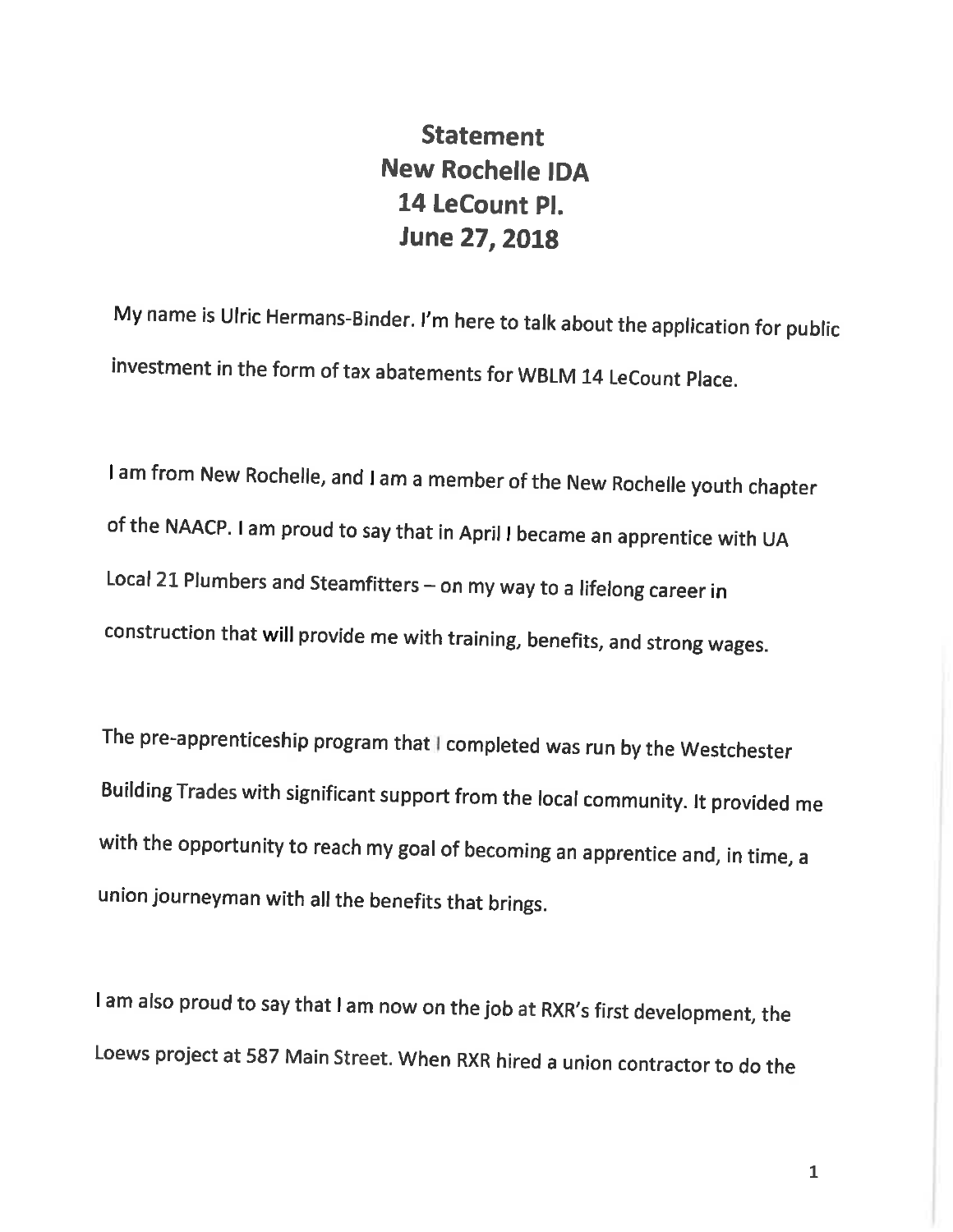# Statement
# New Rochelle IDA
# 14 LeCount Pl.
# June 27, 2018

My name is Ulric Hermans-Binder. I'm here to talk about the application for public investment in the form of tax abatements for WBLM 14 LeCount Place.

I am from New Rochelle, and I am a member of the New Rochelle youth chapter of the NAACP. I am proud to say that in April I became an apprentice with UA Local 21 Plumbers and Steamfitters – on my way to a lifelong career in construction that will provide me with training, benefits, and strong wages.

The pre-apprenticeship program that I completed was run by the Westchester Building Trades with significant support from the local community. It provided me with the opportunity to reach my goal of becoming an apprentice and, in time, a union journeyman with all the benefits that brings.

I am also proud to say that I am now on the job at RXR's first development, the Loews project at 587 Main Street. When RXR hired a union contractor to do the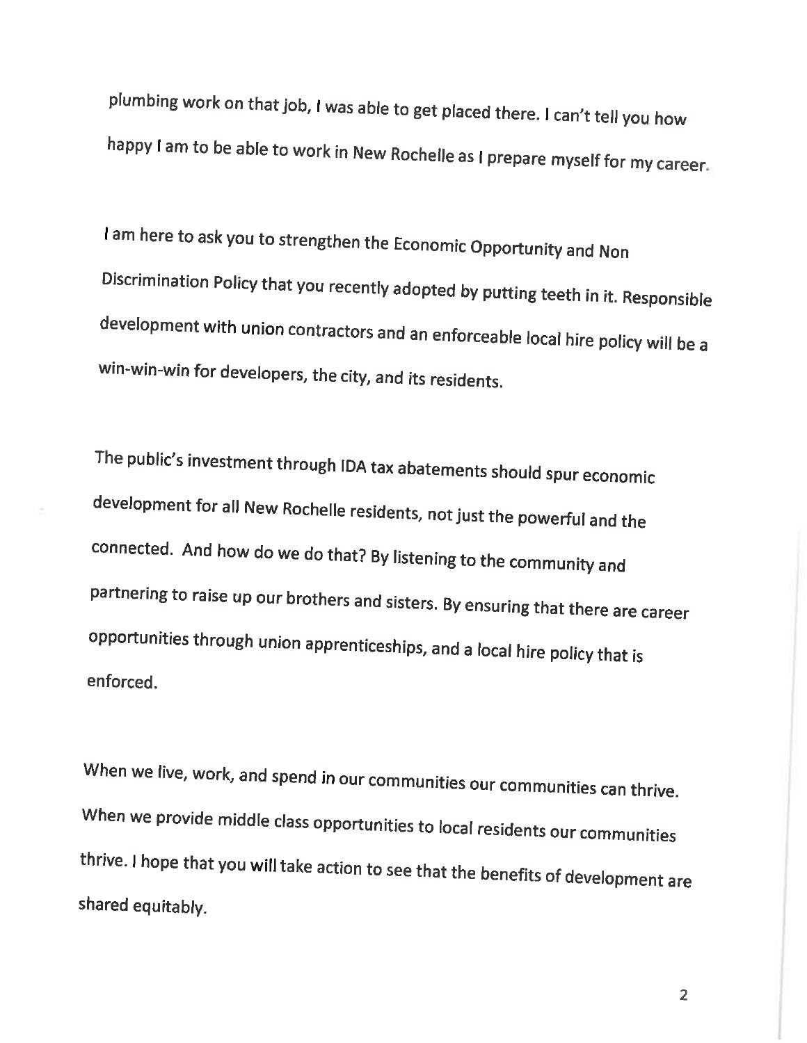plumbing work on that job, I was able to get placed there. I can't tell you how happy I am to be able to work in New Rochelle as I prepare myself for my career.

I am here to ask you to strengthen the Economic Opportunity and Non Discrimination Policy that you recently adopted by putting teeth in it. Responsible development with union contractors and an enforceable local hire policy will be a win-win-win for developers, the city, and its residents.

The public's investment through IDA tax abatements should spur economic development for all New Rochelle residents, not just the powerful and the connected. And how do we do that? By listening to the community and partnering to raise up our brothers and sisters. By ensuring that there are career opportunities through union apprenticeships, and a local hire policy that is enforced.

When we live, work, and spend in our communities our communities can thrive. When we provide middle class opportunities to local residents our communities thrive. I hope that you will take action to see that the benefits of development are shared equitably.